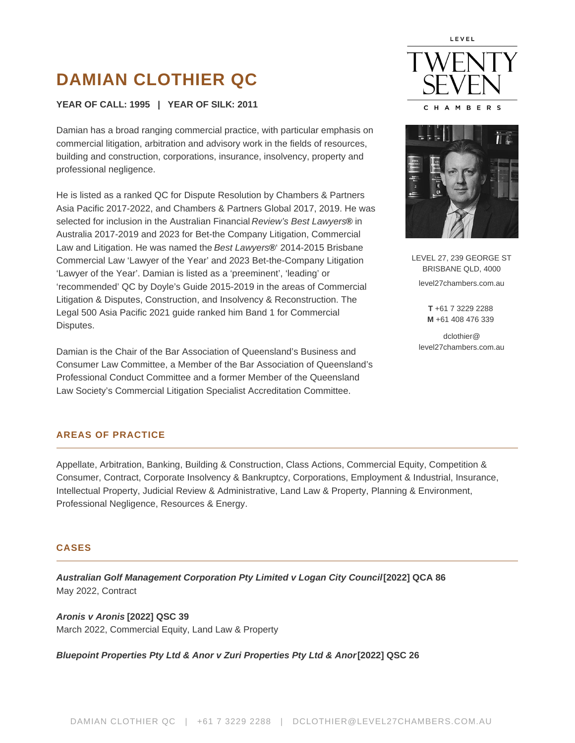# DAMIAN CLOTHIER QC

**YEAR OF CALL: 1995 | YEAR OF SILK: 2011**

Damian has a broad ranging commercial practice, with particular emphasis on commercial litigation, arbitration and advisory work in the fields of resources, building and construction, corporations, insurance, insolvency, property and professional negligence.

He is listed as a ranked QC for Dispute Resolution by Chambers & Partners Asia Pacific 2017-2022, and Chambers & Partners Global 2017, 2019. He was selected for inclusion in the Australian Financial *Review's Best Lawyers®* in Australia 2017-2019 and 2023 for Bet-the Company Litigation, Commercial Law and Litigation. He was named the *Best Lawyers®*' 2014-2015 Brisbane Commercial Law 'Lawyer of the Year' and 2023 Bet-the-Company Litigation 'Lawyer of the Year'. Damian is listed as a 'preeminent', 'leading' or 'recommended' QC by Doyle's Guide 2015-2019 in the areas of Commercial Litigation & Disputes, Construction, and Insolvency & Reconstruction. The Legal 500 Asia Pacific 2021 guide ranked him Band 1 for Commercial Disputes.

Damian is the Chair of the Bar Association of Queensland's Business and Consumer Law Committee, a Member of the Bar Association of Queensland's Professional Conduct Committee and a former Member of the Queensland Law Society's Commercial Litigation Specialist Accreditation Committee.

LEVEL TWENTY SEVEN CHAMBERS

LEVEL 27, 239 GEORGE ST
BRISBANE QLD, 4000

level27chambers.com.au

**T** +61 7 3229 2288
**M** +61 408 476 339

dclothier@
level27chambers.com.au

## AREAS OF PRACTICE

Appellate, Arbitration, Banking, Building & Construction, Class Actions, Commercial Equity, Competition & Consumer, Contract, Corporate Insolvency & Bankruptcy, Corporations, Employment & Industrial, Insurance, Intellectual Property, Judicial Review & Administrative, Land Law & Property, Planning & Environment, Professional Negligence, Resources & Energy.

## CASES

***Australian Golf Management Corporation Pty Limited v Logan City Council*** **[2022] QCA 86**
May 2022, Contract

***Aronis v Aronis*** **[2022] QSC 39**
March 2022, Commercial Equity, Land Law & Property

***Bluepoint Properties Pty Ltd & Anor v Zuri Properties Pty Ltd & Anor*** **[2022] QSC 26**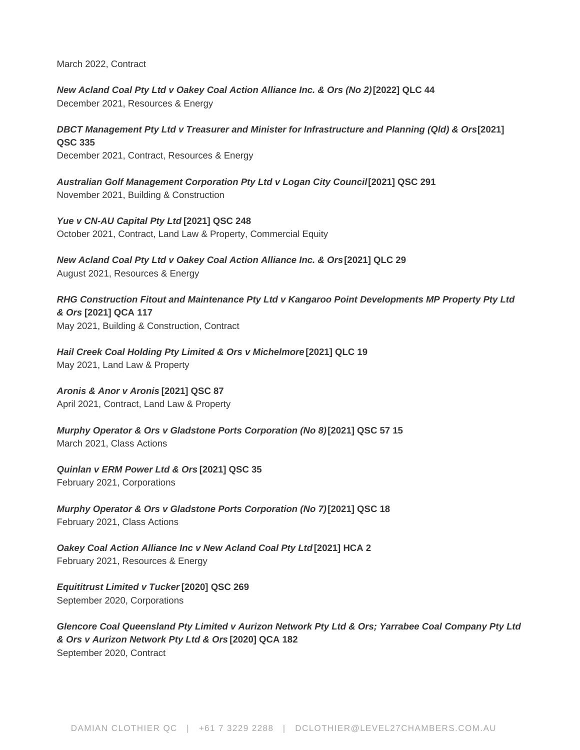March 2022, Contract

***New Acland Coal Pty Ltd v Oakey Coal Action Alliance Inc. & Ors (No 2)*** **[2022] QLC 44**
December 2021, Resources & Energy

***DBCT Management Pty Ltd v Treasurer and Minister for Infrastructure and Planning (Qld) & Ors*** **[2021] QSC 335**
December 2021, Contract, Resources & Energy

***Australian Golf Management Corporation Pty Ltd v Logan City Council*** **[2021] QSC 291**
November 2021, Building & Construction

***Yue v CN-AU Capital Pty Ltd*** **[2021] QSC 248**
October 2021, Contract, Land Law & Property, Commercial Equity

***New Acland Coal Pty Ltd v Oakey Coal Action Alliance Inc. & Ors*** **[2021] QLC 29**
August 2021, Resources & Energy

***RHG Construction Fitout and Maintenance Pty Ltd v Kangaroo Point Developments MP Property Pty Ltd & Ors*** **[2021] QCA 117**
May 2021, Building & Construction, Contract

***Hail Creek Coal Holding Pty Limited & Ors v Michelmore*** **[2021] QLC 19**
May 2021, Land Law & Property

***Aronis & Anor v Aronis*** **[2021] QSC 87**
April 2021, Contract, Land Law & Property

***Murphy Operator & Ors v Gladstone Ports Corporation (No 8)*** **[2021] QSC 57 15**
March 2021, Class Actions

***Quinlan v ERM Power Ltd & Ors*** **[2021] QSC 35**
February 2021, Corporations

***Murphy Operator & Ors v Gladstone Ports Corporation (No 7)*** **[2021] QSC 18**
February 2021, Class Actions

***Oakey Coal Action Alliance Inc v New Acland Coal Pty Ltd*** **[2021] HCA 2**
February 2021, Resources & Energy

***Equititrust Limited v Tucker*** **[2020] QSC 269**
September 2020, Corporations

***Glencore Coal Queensland Pty Limited v Aurizon Network Pty Ltd & Ors; Yarrabee Coal Company Pty Ltd & Ors v Aurizon Network Pty Ltd & Ors*** **[2020] QCA 182**
September 2020, Contract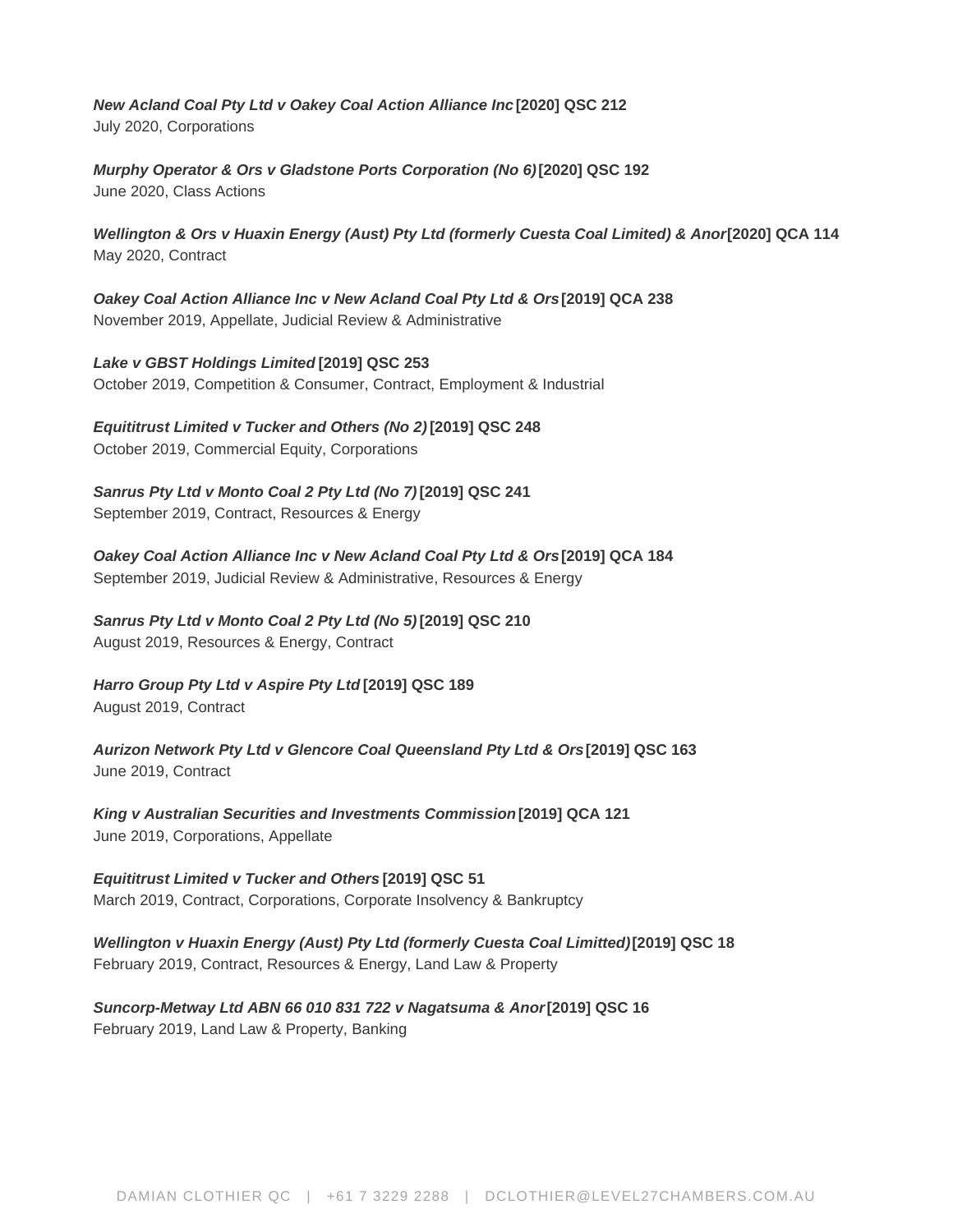***New Acland Coal Pty Ltd v Oakey Coal Action Alliance Inc*** **[2020] QSC 212**
July 2020, Corporations

***Murphy Operator & Ors v Gladstone Ports Corporation (No 6)*** **[2020] QSC 192**
June 2020, Class Actions

***Wellington & Ors v Huaxin Energy (Aust) Pty Ltd (formerly Cuesta Coal Limited) & Anor*** **[2020] QCA 114**
May 2020, Contract

***Oakey Coal Action Alliance Inc v New Acland Coal Pty Ltd & Ors*** **[2019] QCA 238**
November 2019, Appellate, Judicial Review & Administrative

***Lake v GBST Holdings Limited*** **[2019] QSC 253**
October 2019, Competition & Consumer, Contract, Employment & Industrial

***Equititrust Limited v Tucker and Others (No 2)*** **[2019] QSC 248**
October 2019, Commercial Equity, Corporations

***Sanrus Pty Ltd v Monto Coal 2 Pty Ltd (No 7)*** **[2019] QSC 241**
September 2019, Contract, Resources & Energy

***Oakey Coal Action Alliance Inc v New Acland Coal Pty Ltd & Ors*** **[2019] QCA 184**
September 2019, Judicial Review & Administrative, Resources & Energy

***Sanrus Pty Ltd v Monto Coal 2 Pty Ltd (No 5)*** **[2019] QSC 210**
August 2019, Resources & Energy, Contract

***Harro Group Pty Ltd v Aspire Pty Ltd*** **[2019] QSC 189**
August 2019, Contract

***Aurizon Network Pty Ltd v Glencore Coal Queensland Pty Ltd & Ors*** **[2019] QSC 163**
June 2019, Contract

***King v Australian Securities and Investments Commission*** **[2019] QCA 121**
June 2019, Corporations, Appellate

***Equititrust Limited v Tucker and Others*** **[2019] QSC 51**
March 2019, Contract, Corporations, Corporate Insolvency & Bankruptcy

***Wellington v Huaxin Energy (Aust) Pty Ltd (formerly Cuesta Coal Limitted)*** **[2019] QSC 18**
February 2019, Contract, Resources & Energy, Land Law & Property

***Suncorp-Metway Ltd ABN 66 010 831 722 v Nagatsuma & Anor*** **[2019] QSC 16**
February 2019, Land Law & Property, Banking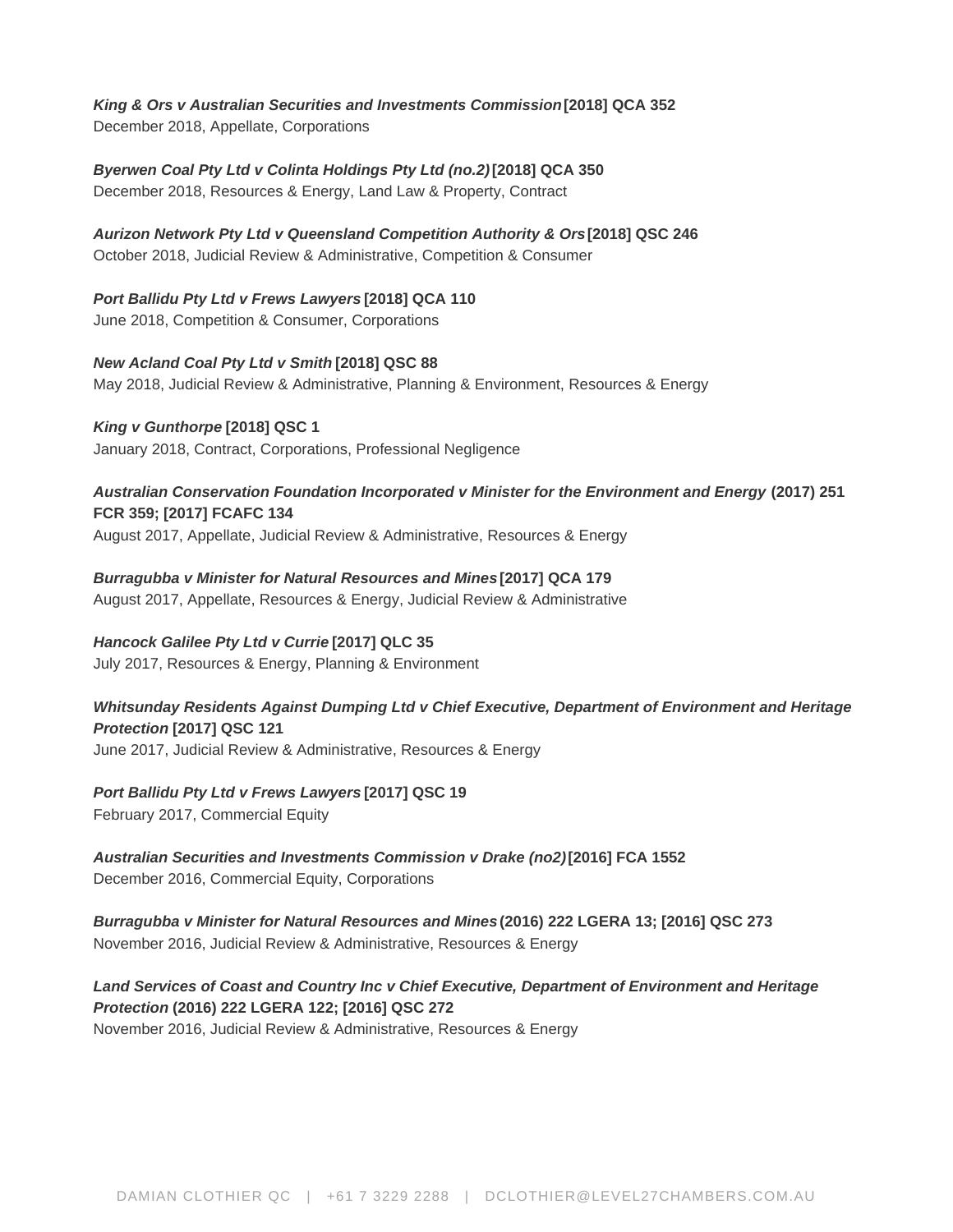***King & Ors v Australian Securities and Investments Commission*** **[2018] QCA 352**
December 2018, Appellate, Corporations

***Byerwen Coal Pty Ltd v Colinta Holdings Pty Ltd (no.2)*** **[2018] QCA 350**
December 2018, Resources & Energy, Land Law & Property, Contract

***Aurizon Network Pty Ltd v Queensland Competition Authority & Ors*** **[2018] QSC 246**
October 2018, Judicial Review & Administrative, Competition & Consumer

***Port Ballidu Pty Ltd v Frews Lawyers*** **[2018] QCA 110**
June 2018, Competition & Consumer, Corporations

***New Acland Coal Pty Ltd v Smith*** **[2018] QSC 88**
May 2018, Judicial Review & Administrative, Planning & Environment, Resources & Energy

***King v Gunthorpe*** **[2018] QSC 1**
January 2018, Contract, Corporations, Professional Negligence

***Australian Conservation Foundation Incorporated v Minister for the Environment and Energy*** **(2017) 251 FCR 359; [2017] FCAFC 134**
August 2017, Appellate, Judicial Review & Administrative, Resources & Energy

***Burragubba v Minister for Natural Resources and Mines*** **[2017] QCA 179**
August 2017, Appellate, Resources & Energy, Judicial Review & Administrative

***Hancock Galilee Pty Ltd v Currie*** **[2017] QLC 35**
July 2017, Resources & Energy, Planning & Environment

***Whitsunday Residents Against Dumping Ltd v Chief Executive, Department of Environment and Heritage Protection*** **[2017] QSC 121**
June 2017, Judicial Review & Administrative, Resources & Energy

***Port Ballidu Pty Ltd v Frews Lawyers*** **[2017] QSC 19**
February 2017, Commercial Equity

***Australian Securities and Investments Commission v Drake (no2)*** **[2016] FCA 1552**
December 2016, Commercial Equity, Corporations

***Burragubba v Minister for Natural Resources and Mines*** **(2016) 222 LGERA 13; [2016] QSC 273**
November 2016, Judicial Review & Administrative, Resources & Energy

***Land Services of Coast and Country Inc v Chief Executive, Department of Environment and Heritage Protection*** **(2016) 222 LGERA 122; [2016] QSC 272**
November 2016, Judicial Review & Administrative, Resources & Energy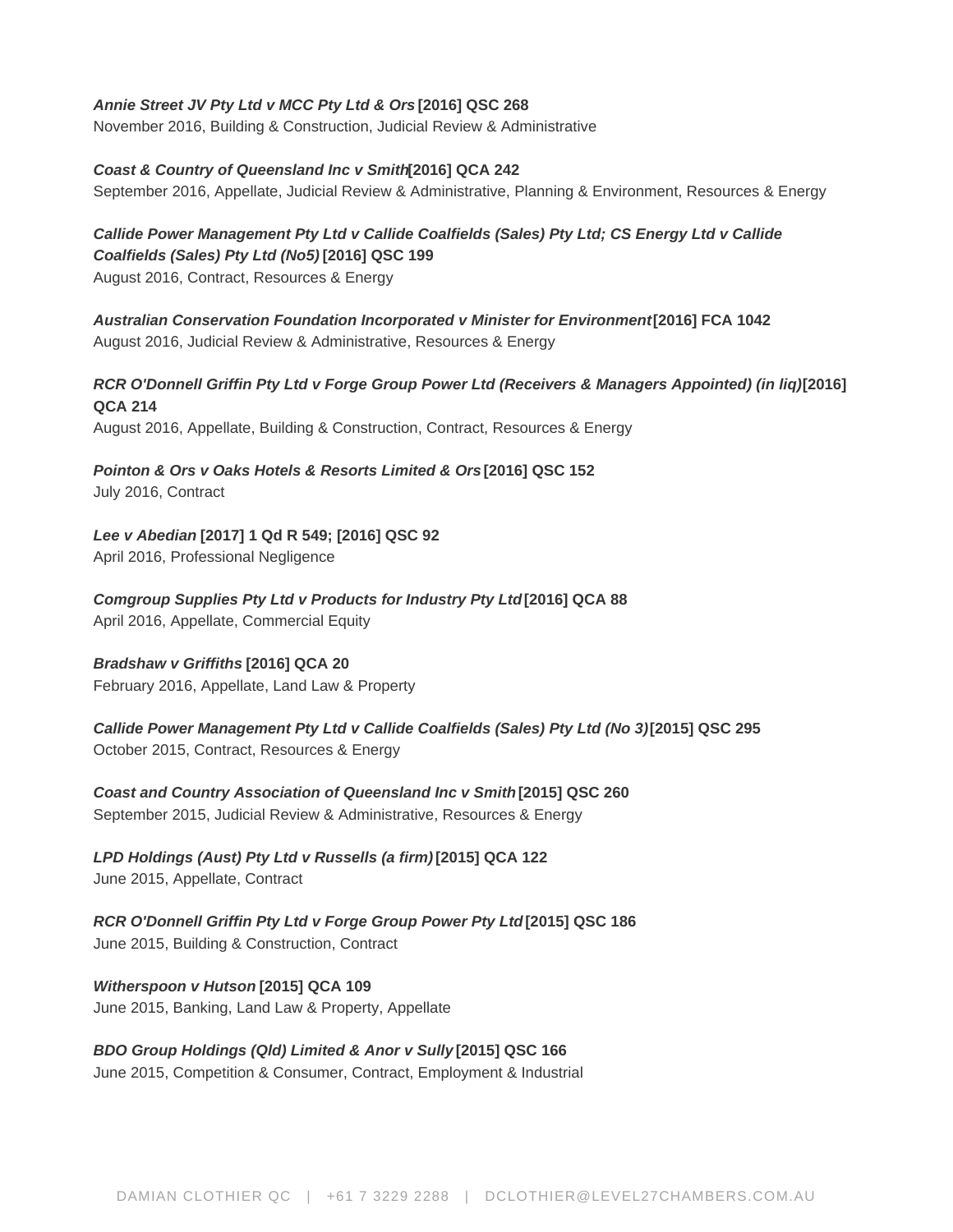***Annie Street JV Pty Ltd v MCC Pty Ltd & Ors* [2016] QSC 268**
November 2016, Building & Construction, Judicial Review & Administrative

***Coast & Country of Queensland Inc v Smith* [2016] QCA 242**
September 2016, Appellate, Judicial Review & Administrative, Planning & Environment, Resources & Energy

***Callide Power Management Pty Ltd v Callide Coalfields (Sales) Pty Ltd; CS Energy Ltd v Callide Coalfields (Sales) Pty Ltd (No5)* [2016] QSC 199**
August 2016, Contract, Resources & Energy

***Australian Conservation Foundation Incorporated v Minister for Environment* [2016] FCA 1042**
August 2016, Judicial Review & Administrative, Resources & Energy

***RCR O'Donnell Griffin Pty Ltd v Forge Group Power Ltd (Receivers & Managers Appointed) (in liq)* [2016] QCA 214**
August 2016, Appellate, Building & Construction, Contract, Resources & Energy

***Pointon & Ors v Oaks Hotels & Resorts Limited & Ors* [2016] QSC 152**
July 2016, Contract

***Lee v Abedian* [2017] 1 Qd R 549; [2016] QSC 92**
April 2016, Professional Negligence

***Comgroup Supplies Pty Ltd v Products for Industry Pty Ltd* [2016] QCA 88**
April 2016, Appellate, Commercial Equity

***Bradshaw v Griffiths* [2016] QCA 20**
February 2016, Appellate, Land Law & Property

***Callide Power Management Pty Ltd v Callide Coalfields (Sales) Pty Ltd (No 3)* [2015] QSC 295**
October 2015, Contract, Resources & Energy

***Coast and Country Association of Queensland Inc v Smith* [2015] QSC 260**
September 2015, Judicial Review & Administrative, Resources & Energy

***LPD Holdings (Aust) Pty Ltd v Russells (a firm)* [2015] QCA 122**
June 2015, Appellate, Contract

***RCR O'Donnell Griffin Pty Ltd v Forge Group Power Pty Ltd* [2015] QSC 186**
June 2015, Building & Construction, Contract

***Witherspoon v Hutson* [2015] QCA 109**
June 2015, Banking, Land Law & Property, Appellate

***BDO Group Holdings (Qld) Limited & Anor v Sully* [2015] QSC 166**
June 2015, Competition & Consumer, Contract, Employment & Industrial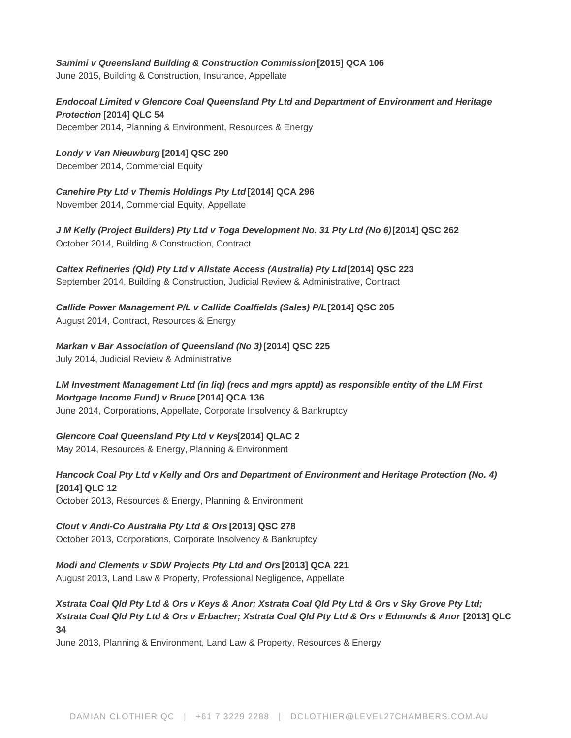***Samimi v Queensland Building & Construction Commission*** **[2015] QCA 106**
June 2015, Building & Construction, Insurance, Appellate

***Endocoal Limited v Glencore Coal Queensland Pty Ltd and Department of Environment and Heritage Protection*** **[2014] QLC 54**
December 2014, Planning & Environment, Resources & Energy

***Londy v Van Nieuwburg*** **[2014] QSC 290**
December 2014, Commercial Equity

***Canehire Pty Ltd v Themis Holdings Pty Ltd*** **[2014] QCA 296**
November 2014, Commercial Equity, Appellate

***J M Kelly (Project Builders) Pty Ltd v Toga Development No. 31 Pty Ltd (No 6)*** **[2014] QSC 262**
October 2014, Building & Construction, Contract

***Caltex Refineries (Qld) Pty Ltd v Allstate Access (Australia) Pty Ltd*** **[2014] QSC 223**
September 2014, Building & Construction, Judicial Review & Administrative, Contract

***Callide Power Management P/L v Callide Coalfields (Sales) P/L*** **[2014] QSC 205**
August 2014, Contract, Resources & Energy

***Markan v Bar Association of Queensland (No 3)*** **[2014] QSC 225**
July 2014, Judicial Review & Administrative

***LM Investment Management Ltd (in liq) (recs and mgrs apptd) as responsible entity of the LM First Mortgage Income Fund) v Bruce*** **[2014] QCA 136**
June 2014, Corporations, Appellate, Corporate Insolvency & Bankruptcy

***Glencore Coal Queensland Pty Ltd v Keys*** **[2014] QLAC 2**
May 2014, Resources & Energy, Planning & Environment

***Hancock Coal Pty Ltd v Kelly and Ors and Department of Environment and Heritage Protection (No. 4)*** **[2014] QLC 12**
October 2013, Resources & Energy, Planning & Environment

***Clout v Andi-Co Australia Pty Ltd & Ors*** **[2013] QSC 278**
October 2013, Corporations, Corporate Insolvency & Bankruptcy

***Modi and Clements v SDW Projects Pty Ltd and Ors*** **[2013] QCA 221**
August 2013, Land Law & Property, Professional Negligence, Appellate

***Xstrata Coal Qld Pty Ltd & Ors v Keys & Anor; Xstrata Coal Qld Pty Ltd & Ors v Sky Grove Pty Ltd; Xstrata Coal Qld Pty Ltd & Ors v Erbacher; Xstrata Coal Qld Pty Ltd & Ors v Edmonds & Anor*** **[2013] QLC 34**
June 2013, Planning & Environment, Land Law & Property, Resources & Energy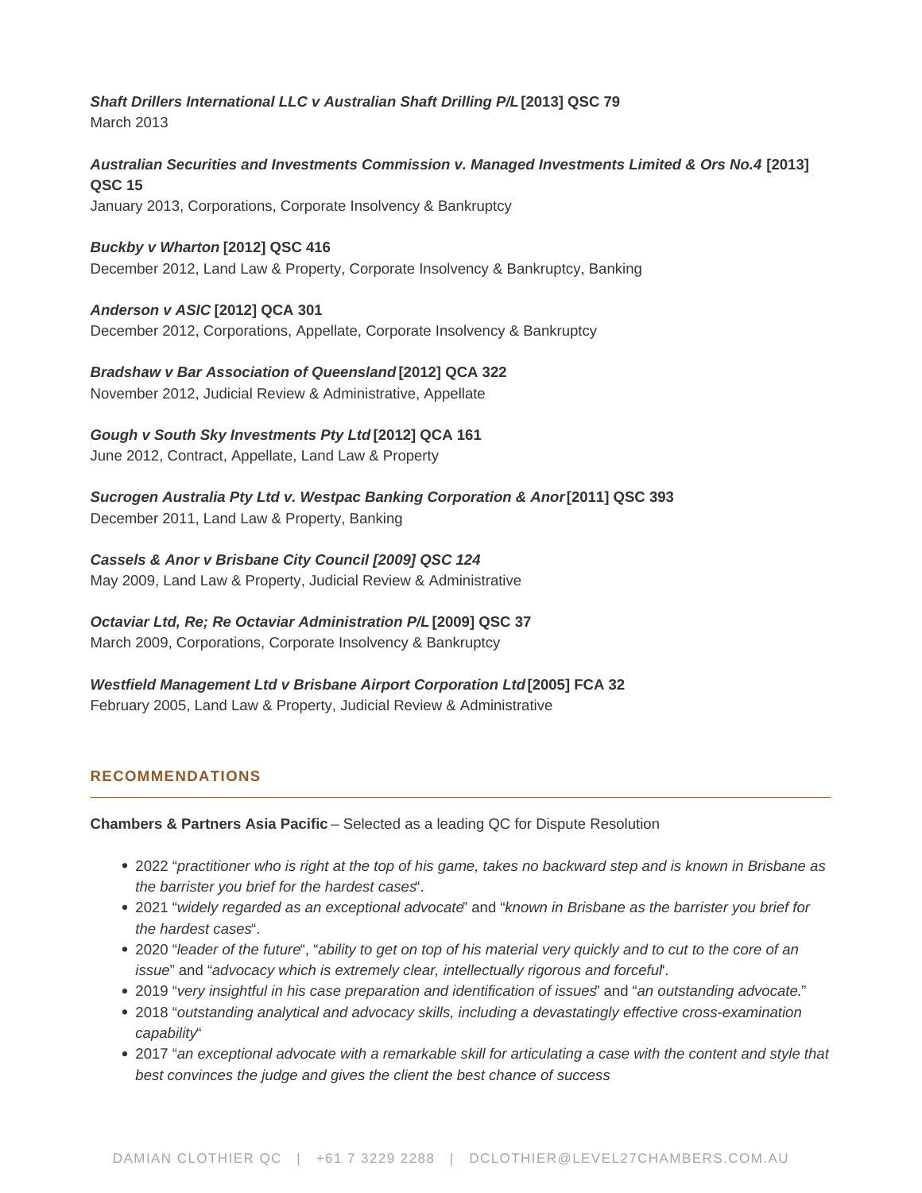***Shaft Drillers International LLC v Australian Shaft Drilling P/L* [2013] QSC 79**
March 2013

***Australian Securities and Investments Commission v. Managed Investments Limited & Ors No.4* [2013] QSC 15**
January 2013, Corporations, Corporate Insolvency & Bankruptcy

***Buckby v Wharton* [2012] QSC 416**
December 2012, Land Law & Property, Corporate Insolvency & Bankruptcy, Banking

***Anderson v ASIC* [2012] QCA 301**
December 2012, Corporations, Appellate, Corporate Insolvency & Bankruptcy

***Bradshaw v Bar Association of Queensland* [2012] QCA 322**
November 2012, Judicial Review & Administrative, Appellate

***Gough v South Sky Investments Pty Ltd* [2012] QCA 161**
June 2012, Contract, Appellate, Land Law & Property

***Sucrogen Australia Pty Ltd v. Westpac Banking Corporation & Anor* [2011] QSC 393**
December 2011, Land Law & Property, Banking

***Cassels & Anor v Brisbane City Council [2009] QSC 124***
May 2009, Land Law & Property, Judicial Review & Administrative

***Octaviar Ltd, Re; Re Octaviar Administration P/L* [2009] QSC 37**
March 2009, Corporations, Corporate Insolvency & Bankruptcy

***Westfield Management Ltd v Brisbane Airport Corporation Ltd* [2005] FCA 32**
February 2005, Land Law & Property, Judicial Review & Administrative

## RECOMMENDATIONS

**Chambers & Partners Asia Pacific** – Selected as a leading QC for Dispute Resolution

- 2022 "*practitioner who is right at the top of his game, takes no backward step and is known in Brisbane as the barrister you brief for the hardest cases*".
- 2021 "*widely regarded as an exceptional advocate*" and "*known in Brisbane as the barrister you brief for the hardest cases*".
- 2020 "*leader of the future*", "*ability to get on top of his material very quickly and to cut to the core of an issue*" and "*advocacy which is extremely clear, intellectually rigorous and forceful*".
- 2019 "*very insightful in his case preparation and identification of issues*" and "*an outstanding advocate.*"
- 2018 "*outstanding analytical and advocacy skills, including a devastatingly effective cross-examination capability*"
- 2017 "*an exceptional advocate with a remarkable skill for articulating a case with the content and style that best convinces the judge and gives the client the best chance of success*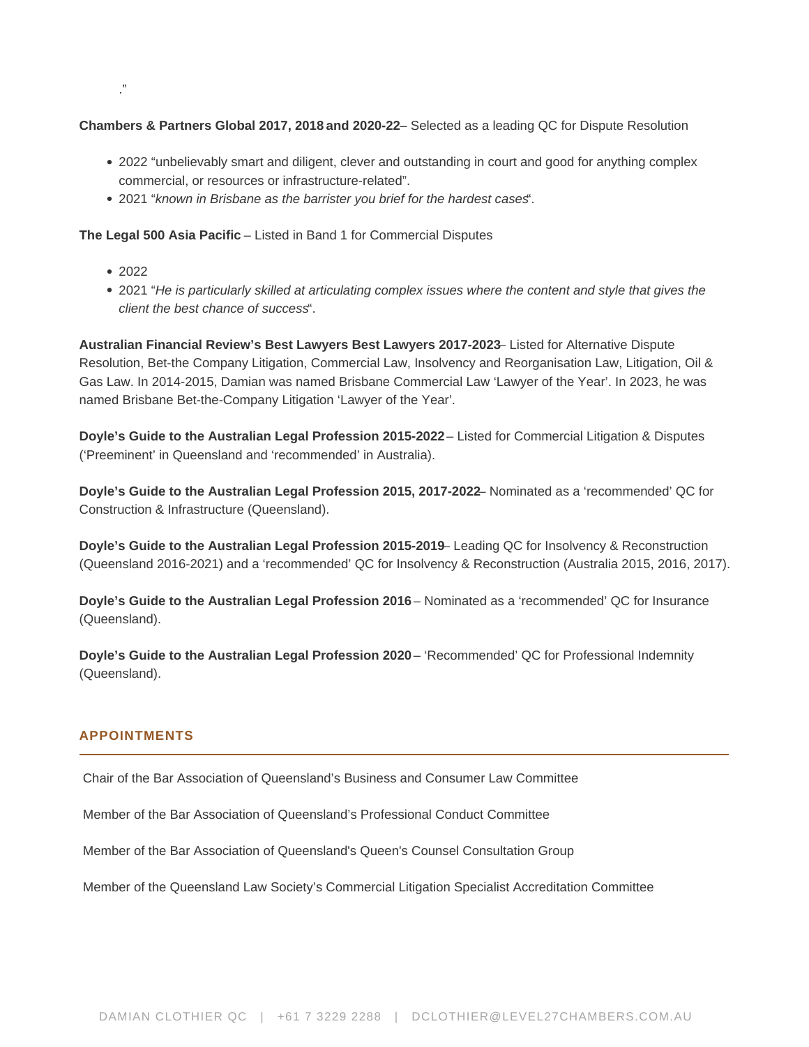."

**Chambers & Partners Global 2017, 2018 and 2020-22**– Selected as a leading QC for Dispute Resolution

- 2022 "unbelievably smart and diligent, clever and outstanding in court and good for anything complex commercial, or resources or infrastructure-related".
- 2021 "*known in Brisbane as the barrister you brief for the hardest cases*".

**The Legal 500 Asia Pacific** – Listed in Band 1 for Commercial Disputes

- 2022
- 2021 "*He is particularly skilled at articulating complex issues where the content and style that gives the client the best chance of success*".

**Australian Financial Review's Best Lawyers Best Lawyers 2017-2023**– Listed for Alternative Dispute Resolution, Bet-the Company Litigation, Commercial Law, Insolvency and Reorganisation Law, Litigation, Oil & Gas Law. In 2014-2015, Damian was named Brisbane Commercial Law 'Lawyer of the Year'. In 2023, he was named Brisbane Bet-the-Company Litigation 'Lawyer of the Year'.

**Doyle's Guide to the Australian Legal Profession 2015-2022** – Listed for Commercial Litigation & Disputes ('Preeminent' in Queensland and 'recommended' in Australia).

**Doyle's Guide to the Australian Legal Profession 2015, 2017-2022**– Nominated as a 'recommended' QC for Construction & Infrastructure (Queensland).

**Doyle's Guide to the Australian Legal Profession 2015-2019**– Leading QC for Insolvency & Reconstruction (Queensland 2016-2021) and a 'recommended' QC for Insolvency & Reconstruction (Australia 2015, 2016, 2017).

**Doyle's Guide to the Australian Legal Profession 2016** – Nominated as a 'recommended' QC for Insurance (Queensland).

**Doyle's Guide to the Australian Legal Profession 2020** – 'Recommended' QC for Professional Indemnity (Queensland).

## APPOINTMENTS

Chair of the Bar Association of Queensland's Business and Consumer Law Committee

Member of the Bar Association of Queensland's Professional Conduct Committee

Member of the Bar Association of Queensland's Queen's Counsel Consultation Group

Member of the Queensland Law Society's Commercial Litigation Specialist Accreditation Committee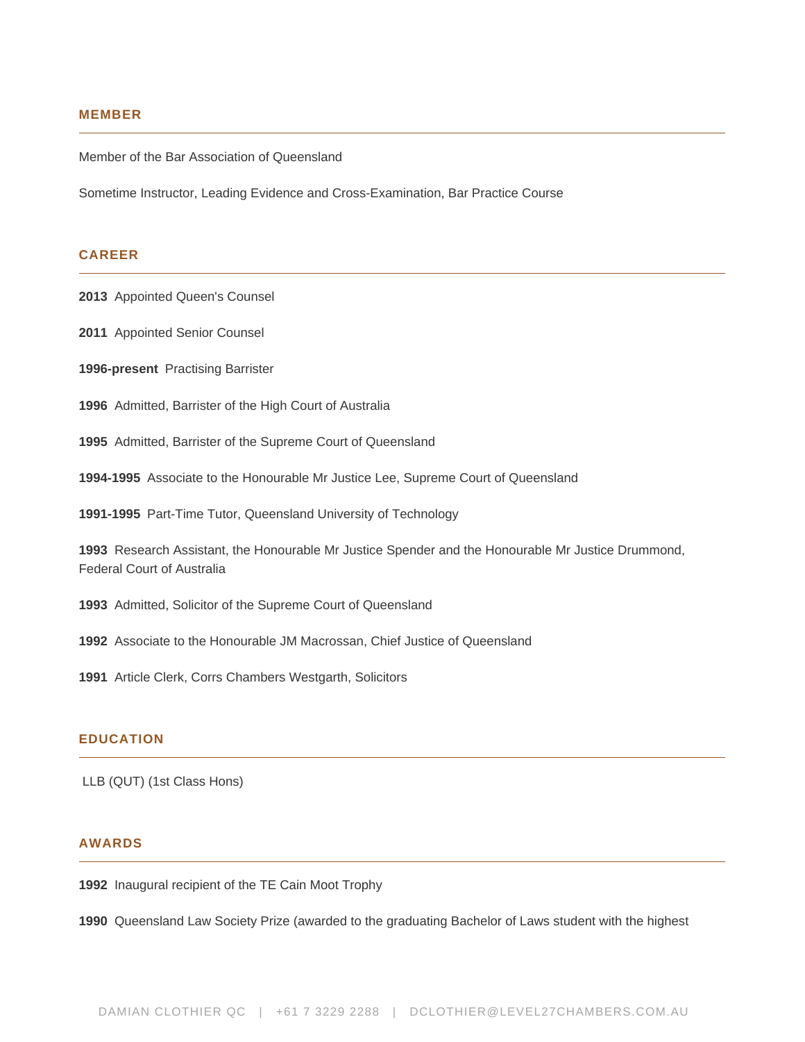## MEMBER

Member of the Bar Association of Queensland

Sometime Instructor, Leading Evidence and Cross-Examination, Bar Practice Course

## CAREER

**2013** Appointed Queen's Counsel

**2011** Appointed Senior Counsel

**1996-present** Practising Barrister

**1996** Admitted, Barrister of the High Court of Australia

**1995** Admitted, Barrister of the Supreme Court of Queensland

**1994-1995** Associate to the Honourable Mr Justice Lee, Supreme Court of Queensland

**1991-1995** Part-Time Tutor, Queensland University of Technology

**1993** Research Assistant, the Honourable Mr Justice Spender and the Honourable Mr Justice Drummond, Federal Court of Australia

**1993** Admitted, Solicitor of the Supreme Court of Queensland

**1992** Associate to the Honourable JM Macrossan, Chief Justice of Queensland

**1991** Article Clerk, Corrs Chambers Westgarth, Solicitors

## EDUCATION

LLB (QUT) (1st Class Hons)

## AWARDS

**1992** Inaugural recipient of the TE Cain Moot Trophy

**1990** Queensland Law Society Prize (awarded to the graduating Bachelor of Laws student with the highest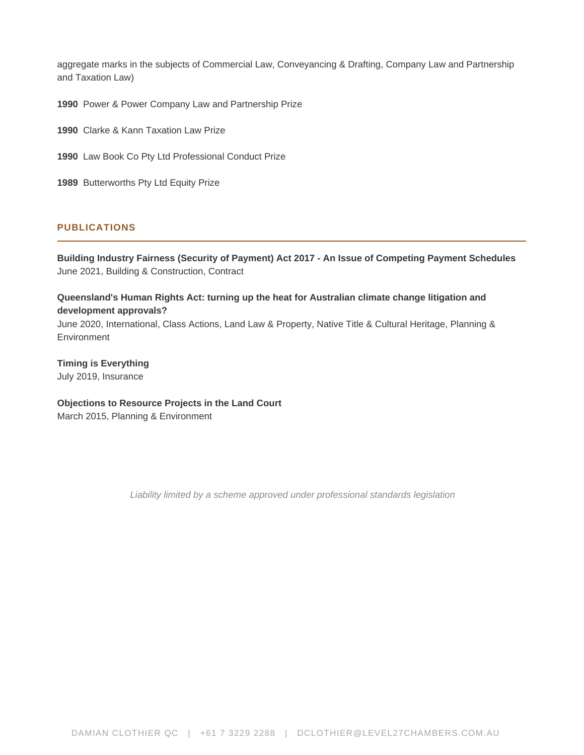aggregate marks in the subjects of Commercial Law, Conveyancing & Drafting, Company Law and Partnership and Taxation Law)

**1990** Power & Power Company Law and Partnership Prize

**1990** Clarke & Kann Taxation Law Prize

**1990** Law Book Co Pty Ltd Professional Conduct Prize

**1989** Butterworths Pty Ltd Equity Prize

## PUBLICATIONS

**Building Industry Fairness (Security of Payment) Act 2017 - An Issue of Competing Payment Schedules**
June 2021, Building & Construction, Contract

**Queensland's Human Rights Act: turning up the heat for Australian climate change litigation and development approvals?**
June 2020, International, Class Actions, Land Law & Property, Native Title & Cultural Heritage, Planning & Environment

**Timing is Everything**
July 2019, Insurance

**Objections to Resource Projects in the Land Court**
March 2015, Planning & Environment

*Liability limited by a scheme approved under professional standards legislation*